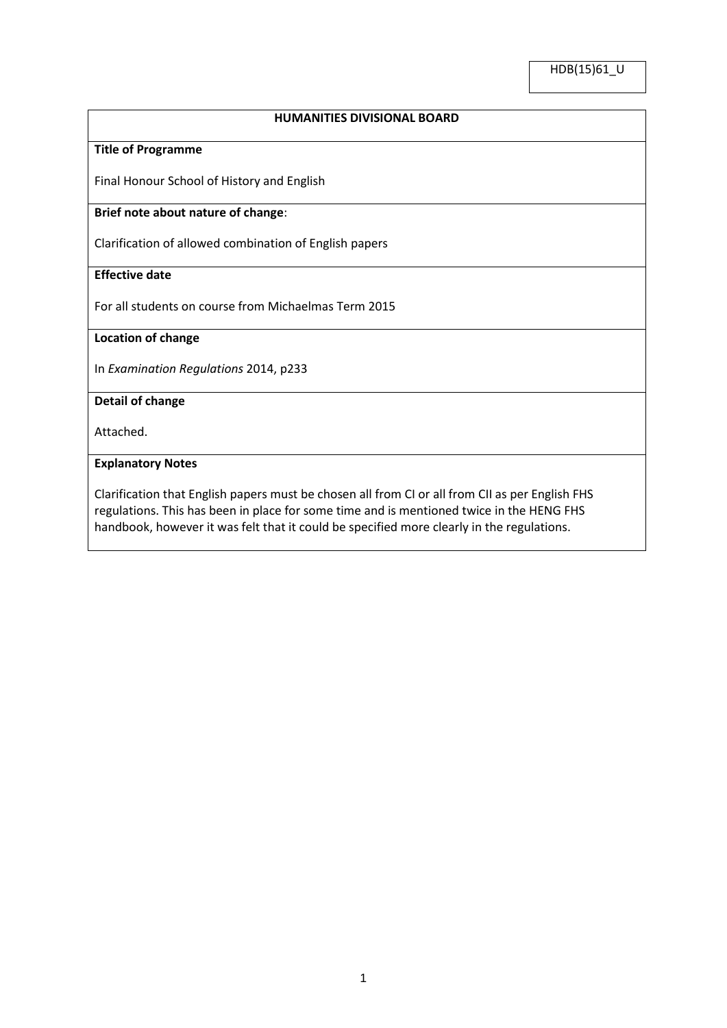HDB(15)61_U

## HUMANITIES DIVISIONAL BOARD

**Title of Programme**

Final Honour School of History and English

**Brief note about nature of change**:

Clarification of allowed combination of English papers

**Effective date**

For all students on course from Michaelmas Term 2015

**Location of change**

In *Examination Regulations* 2014, p233

**Detail of change**

Attached.

**Explanatory Notes**

Clarification that English papers must be chosen all from CI or all from CII as per English FHS regulations. This has been in place for some time and is mentioned twice in the HENG FHS handbook, however it was felt that it could be specified more clearly in the regulations.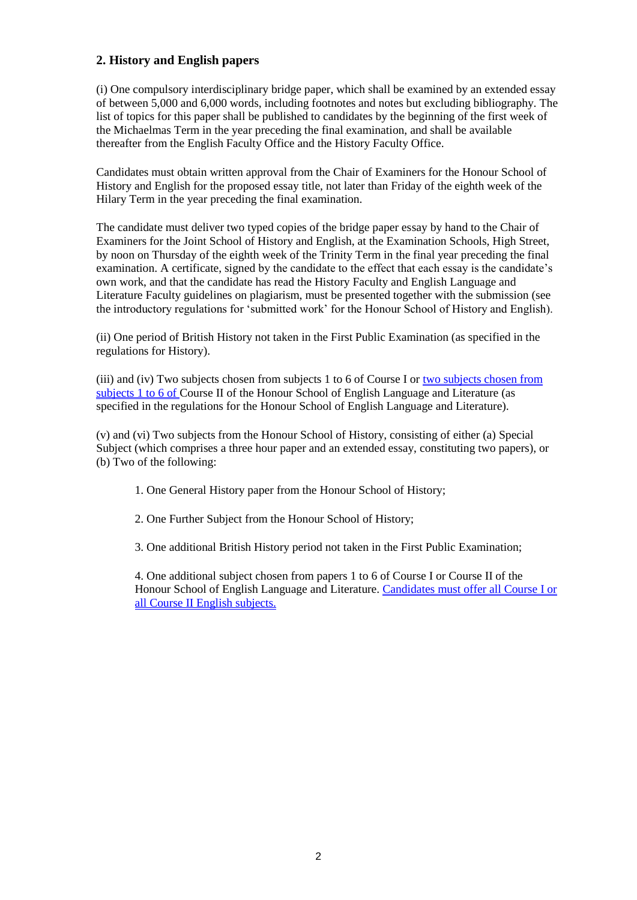## 2. History and English papers

(i) One compulsory interdisciplinary bridge paper, which shall be examined by an extended essay of between 5,000 and 6,000 words, including footnotes and notes but excluding bibliography. The list of topics for this paper shall be published to candidates by the beginning of the first week of the Michaelmas Term in the year preceding the final examination, and shall be available thereafter from the English Faculty Office and the History Faculty Office.

Candidates must obtain written approval from the Chair of Examiners for the Honour School of History and English for the proposed essay title, not later than Friday of the eighth week of the Hilary Term in the year preceding the final examination.

The candidate must deliver two typed copies of the bridge paper essay by hand to the Chair of Examiners for the Joint School of History and English, at the Examination Schools, High Street, by noon on Thursday of the eighth week of the Trinity Term in the final year preceding the final examination. A certificate, signed by the candidate to the effect that each essay is the candidate's own work, and that the candidate has read the History Faculty and English Language and Literature Faculty guidelines on plagiarism, must be presented together with the submission (see the introductory regulations for 'submitted work' for the Honour School of History and English).

(ii) One period of British History not taken in the First Public Examination (as specified in the regulations for History).

(iii) and (iv) Two subjects chosen from subjects 1 to 6 of Course I or two subjects chosen from subjects 1 to 6 of Course II of the Honour School of English Language and Literature (as specified in the regulations for the Honour School of English Language and Literature).

(v) and (vi) Two subjects from the Honour School of History, consisting of either (a) Special Subject (which comprises a three hour paper and an extended essay, constituting two papers), or (b) Two of the following:

1. One General History paper from the Honour School of History;
2. One Further Subject from the Honour School of History;
3. One additional British History period not taken in the First Public Examination;
4. One additional subject chosen from papers 1 to 6 of Course I or Course II of the Honour School of English Language and Literature. Candidates must offer all Course I or all Course II English subjects.